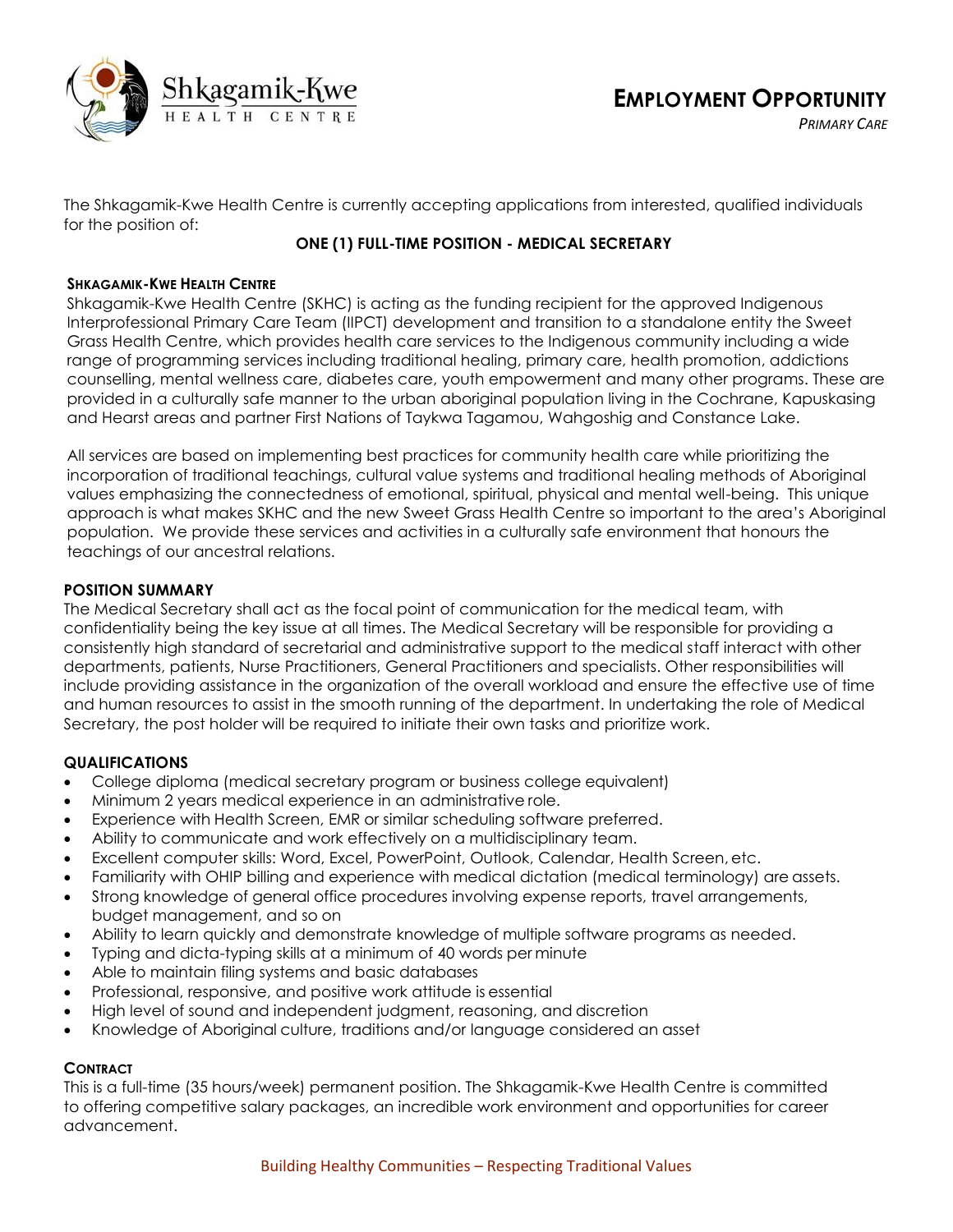Shkagamik-Kwe HEALTH CENTRE

# EMPLOYMENT OPPORTUNITY

*PRIMARY CARE*

The Shkagamik-Kwe Health Centre is currently accepting applications from interested, qualified individuals for the position of:

**ONE (1) FULL-TIME POSITION - MEDICAL SECRETARY**

### SHKAGAMIK-KWE HEALTH CENTRE

Shkagamik-Kwe Health Centre (SKHC) is acting as the funding recipient for the approved Indigenous Interprofessional Primary Care Team (IIPCT) development and transition to a standalone entity the Sweet Grass Health Centre, which provides health care services to the Indigenous community including a wide range of programming services including traditional healing, primary care, health promotion, addictions counselling, mental wellness care, diabetes care, youth empowerment and many other programs. These are provided in a culturally safe manner to the urban aboriginal population living in the Cochrane, Kapuskasing and Hearst areas and partner First Nations of Taykwa Tagamou, Wahgoshig and Constance Lake.

All services are based on implementing best practices for community health care while prioritizing the incorporation of traditional teachings, cultural value systems and traditional healing methods of Aboriginal values emphasizing the connectedness of emotional, spiritual, physical and mental well-being. This unique approach is what makes SKHC and the new Sweet Grass Health Centre so important to the area's Aboriginal population. We provide these services and activities in a culturally safe environment that honours the teachings of our ancestral relations.

### POSITION SUMMARY

The Medical Secretary shall act as the focal point of communication for the medical team, with confidentiality being the key issue at all times. The Medical Secretary will be responsible for providing a consistently high standard of secretarial and administrative support to the medical staff interact with other departments, patients, Nurse Practitioners, General Practitioners and specialists. Other responsibilities will include providing assistance in the organization of the overall workload and ensure the effective use of time and human resources to assist in the smooth running of the department. In undertaking the role of Medical Secretary, the post holder will be required to initiate their own tasks and prioritize work.

### QUALIFICATIONS

- College diploma (medical secretary program or business college equivalent)
- Minimum 2 years medical experience in an administrative role.
- Experience with Health Screen, EMR or similar scheduling software preferred.
- Ability to communicate and work effectively on a multidisciplinary team.
- Excellent computer skills: Word, Excel, PowerPoint, Outlook, Calendar, Health Screen, etc.
- Familiarity with OHIP billing and experience with medical dictation (medical terminology) are assets.
- Strong knowledge of general office procedures involving expense reports, travel arrangements, budget management, and so on
- Ability to learn quickly and demonstrate knowledge of multiple software programs as needed.
- Typing and dicta-typing skills at a minimum of 40 words per minute
- Able to maintain filing systems and basic databases
- Professional, responsive, and positive work attitude is essential
- High level of sound and independent judgment, reasoning, and discretion
- Knowledge of Aboriginal culture, traditions and/or language considered an asset

### CONTRACT

This is a full-time (35 hours/week) permanent position. The Shkagamik-Kwe Health Centre is committed to offering competitive salary packages, an incredible work environment and opportunities for career advancement.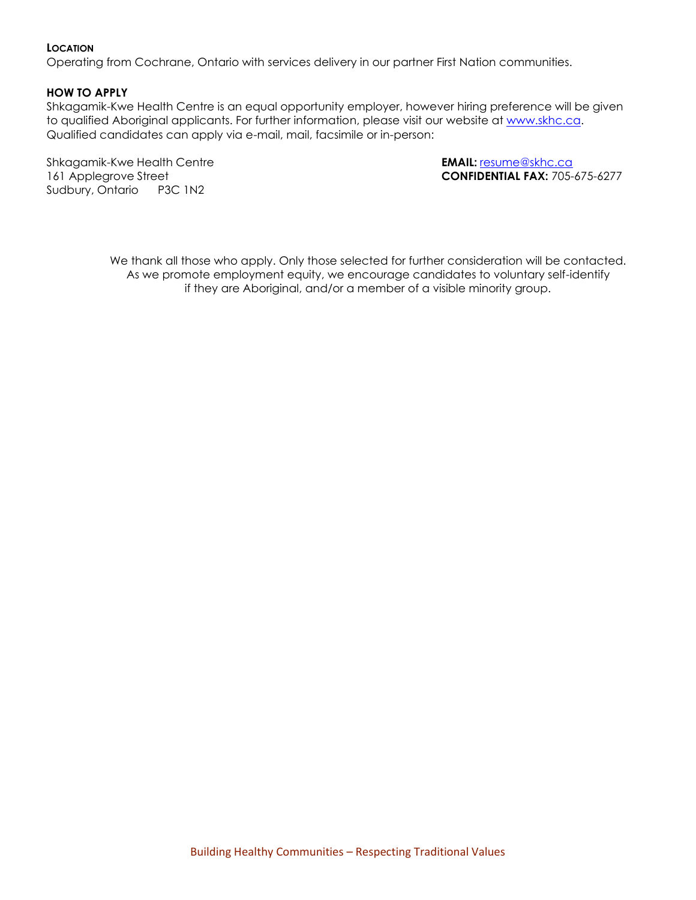**LOCATION**

Operating from Cochrane, Ontario with services delivery in our partner First Nation communities.

**HOW TO APPLY**

Shkagamik-Kwe Health Centre is an equal opportunity employer, however hiring preference will be given to qualified Aboriginal applicants. For further information, please visit our website at www.skhc.ca. Qualified candidates can apply via e-mail, mail, facsimile or in-person:

Shkagamik-Kwe Health Centre
161 Applegrove Street
Sudbury, Ontario P3C 1N2

**EMAIL:** resume@skhc.ca
**CONFIDENTIAL FAX:** 705-675-6277

We thank all those who apply. Only those selected for further consideration will be contacted. As we promote employment equity, we encourage candidates to voluntary self-identify if they are Aboriginal, and/or a member of a visible minority group.

Building Healthy Communities – Respecting Traditional Values